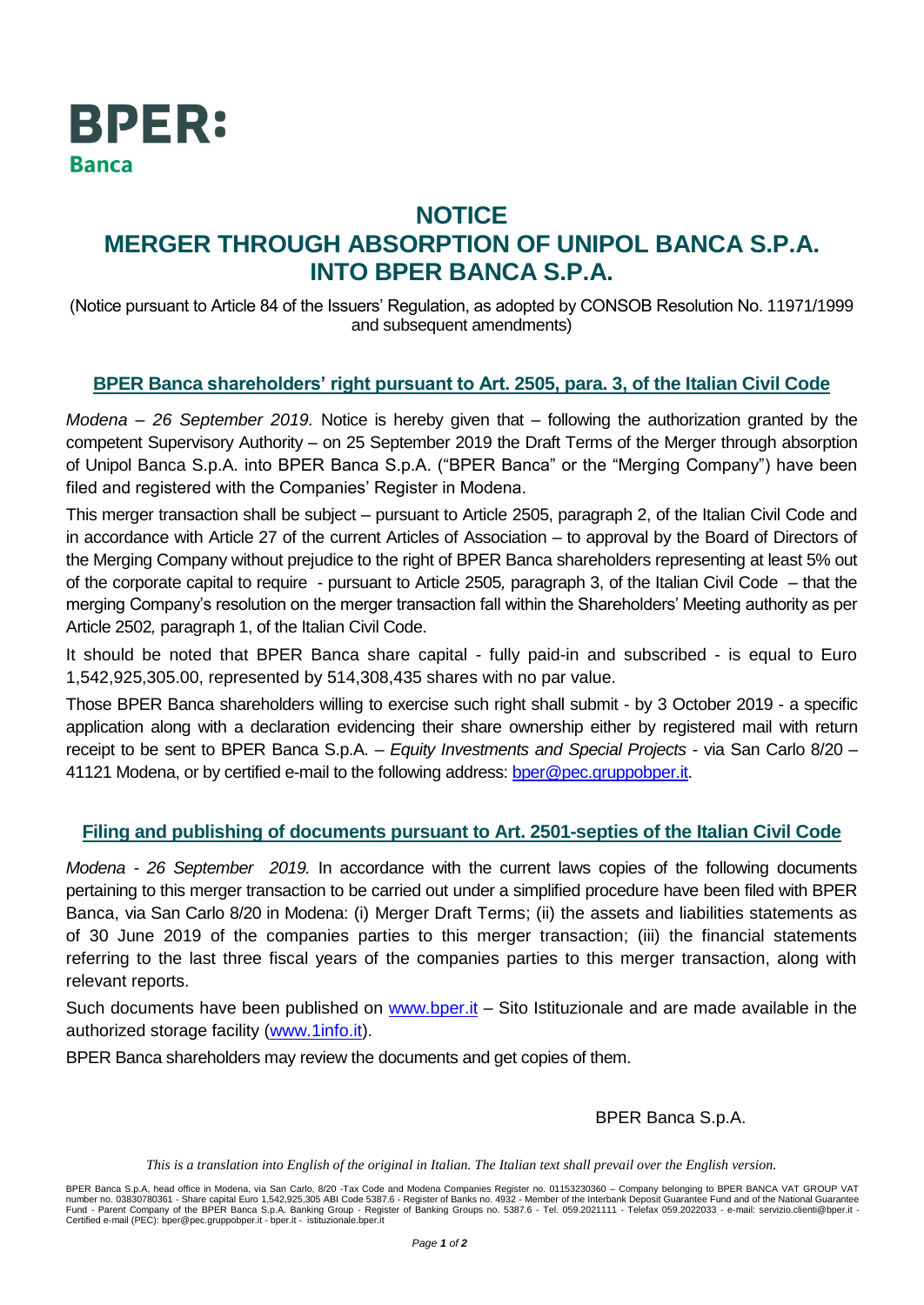**BPER: Banca**

# NOTICE
# MERGER THROUGH ABSORPTION OF UNIPOL BANCA S.P.A. INTO BPER BANCA S.P.A.

(Notice pursuant to Article 84 of the Issuers' Regulation, as adopted by CONSOB Resolution No. 11971/1999 and subsequent amendments)

## BPER Banca shareholders' right pursuant to Art. 2505, para. 3, of the Italian Civil Code

*Modena – 26 September 2019.* Notice is hereby given that – following the authorization granted by the competent Supervisory Authority – on 25 September 2019 the Draft Terms of the Merger through absorption of Unipol Banca S.p.A. into BPER Banca S.p.A. ("BPER Banca" or the "Merging Company") have been filed and registered with the Companies' Register in Modena.

This merger transaction shall be subject – pursuant to Article 2505, paragraph 2, of the Italian Civil Code and in accordance with Article 27 of the current Articles of Association – to approval by the Board of Directors of the Merging Company without prejudice to the right of BPER Banca shareholders representing at least 5% out of the corporate capital to require - pursuant to Article 2505*,* paragraph 3, of the Italian Civil Code – that the merging Company's resolution on the merger transaction fall within the Shareholders' Meeting authority as per Article 2502*,* paragraph 1, of the Italian Civil Code.

It should be noted that BPER Banca share capital - fully paid-in and subscribed - is equal to Euro 1,542,925,305.00, represented by 514,308,435 shares with no par value.

Those BPER Banca shareholders willing to exercise such right shall submit - by 3 October 2019 - a specific application along with a declaration evidencing their share ownership either by registered mail with return receipt to be sent to BPER Banca S.p.A. – *Equity Investments and Special Projects* - via San Carlo 8/20 – 41121 Modena, or by certified e-mail to the following address: bper@pec.gruppobper.it.

## Filing and publishing of documents pursuant to Art. 2501-septies of the Italian Civil Code

*Modena - 26 September 2019.* In accordance with the current laws copies of the following documents pertaining to this merger transaction to be carried out under a simplified procedure have been filed with BPER Banca, via San Carlo 8/20 in Modena: (i) Merger Draft Terms; (ii) the assets and liabilities statements as of 30 June 2019 of the companies parties to this merger transaction; (iii) the financial statements referring to the last three fiscal years of the companies parties to this merger transaction, along with relevant reports.

Such documents have been published on www.bper.it – Sito Istituzionale and are made available in the authorized storage facility (www.1info.it).

BPER Banca shareholders may review the documents and get copies of them.

BPER Banca S.p.A.

*This is a translation into English of the original in Italian. The Italian text shall prevail over the English version.*

BPER Banca S.p.A, head office in Modena, via San Carlo, 8/20 -Tax Code and Modena Companies Register no. 01153230360 – Company belonging to BPER BANCA VAT GROUP VAT number no. 03830780361 - Share capital Euro 1,542,925,305 ABI Code 5387.6 - Register of Banks no. 4932 - Member of the Interbank Deposit Guarantee Fund and of the National Guarantee Fund - Parent Company of the BPER Banca S.p.A. Banking Group - Register of Banking Groups no. 5387.6 - Tel. 059.2021111 - Telefax 059.2022033 - e-mail: servizio.clienti@bper.it - Certified e-mail (PEC): bper@pec.gruppobper.it - bper.it - istituzionale.bper.it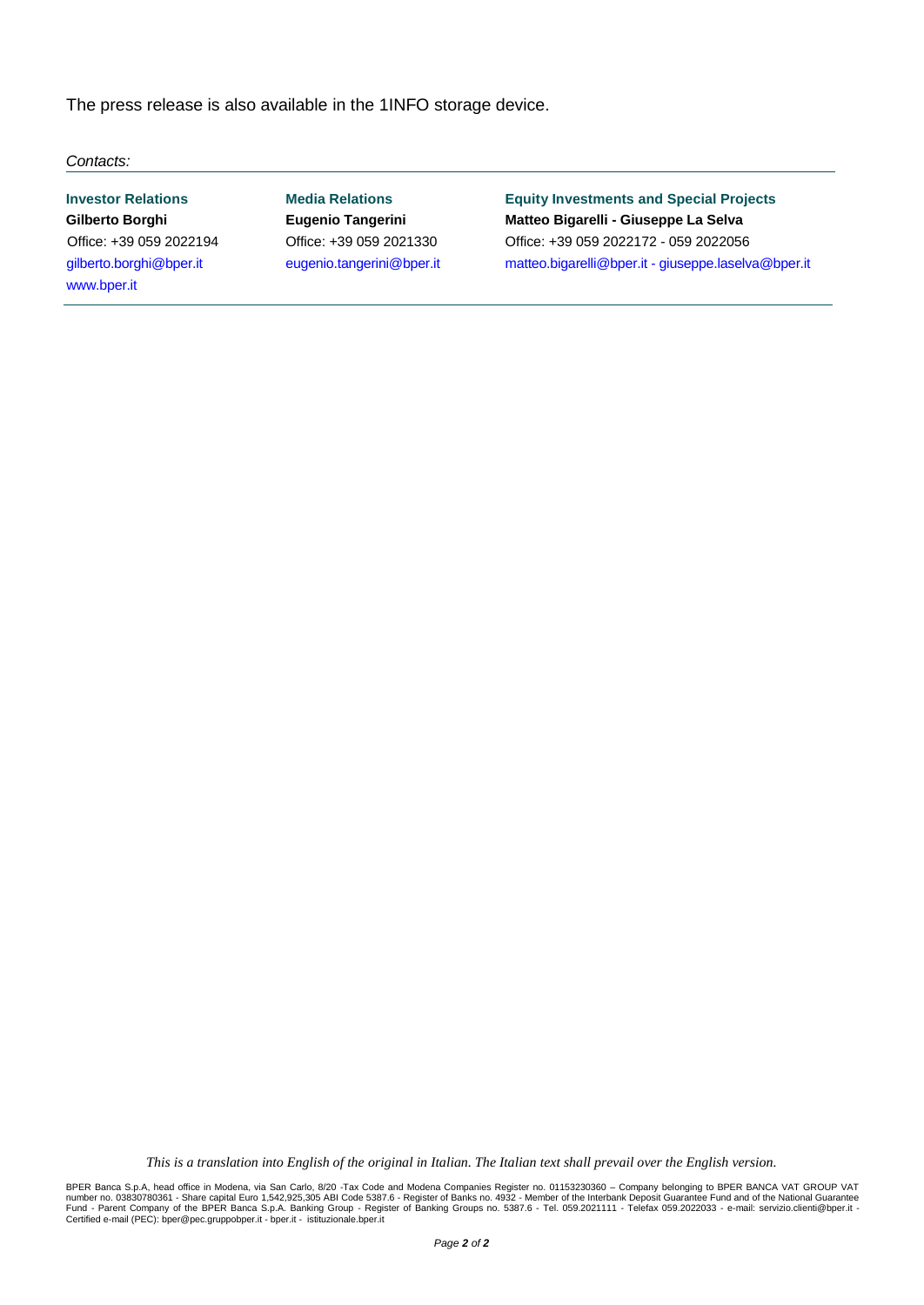The press release is also available in the 1INFO storage device.

*Contacts:*

**Investor Relations**
**Gilberto Borghi**
Office: +39 059 2022194
gilberto.borghi@bper.it
www.bper.it

**Media Relations**
**Eugenio Tangerini**
Office: +39 059 2021330
eugenio.tangerini@bper.it

**Equity Investments and Special Projects**
**Matteo Bigarelli - Giuseppe La Selva**
Office: +39 059 2022172 - 059 2022056
matteo.bigarelli@bper.it - giuseppe.laselva@bper.it

*This is a translation into English of the original in Italian. The Italian text shall prevail over the English version.*

BPER Banca S.p.A, head office in Modena, via San Carlo, 8/20 -Tax Code and Modena Companies Register no. 01153230360 – Company belonging to BPER BANCA VAT GROUP VAT number no. 03830780361 - Share capital Euro 1,542,925,305 ABI Code 5387.6 - Register of Banks no. 4932 - Member of the Interbank Deposit Guarantee Fund and of the National Guarantee Fund - Parent Company of the BPER Banca S.p.A. Banking Group - Register of Banking Groups no. 5387.6 - Tel. 059.2021111 - Telefax 059.2022033 - e-mail: servizio.clienti@bper.it - Certified e-mail (PEC): bper@pec.gruppobper.it - bper.it - istituzionale.bper.it